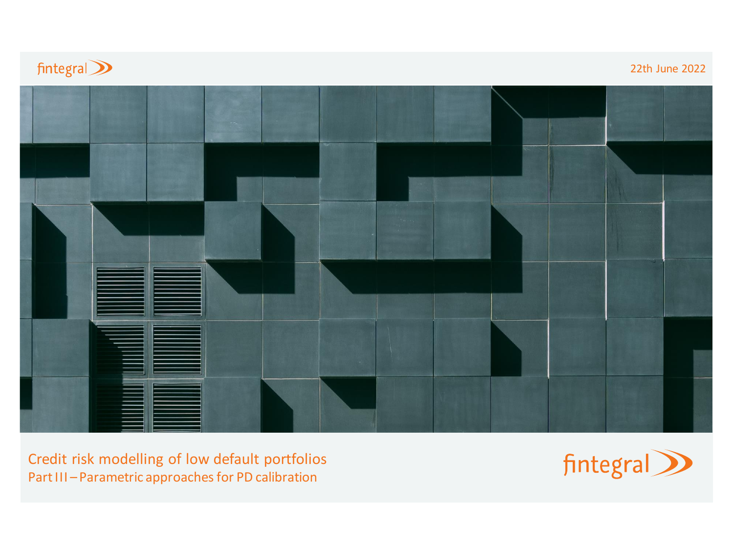fintegral

22th June 2022

# Credit risk modelling of low default portfolios

## Part III – Parametric approaches for PD calibration

fintegral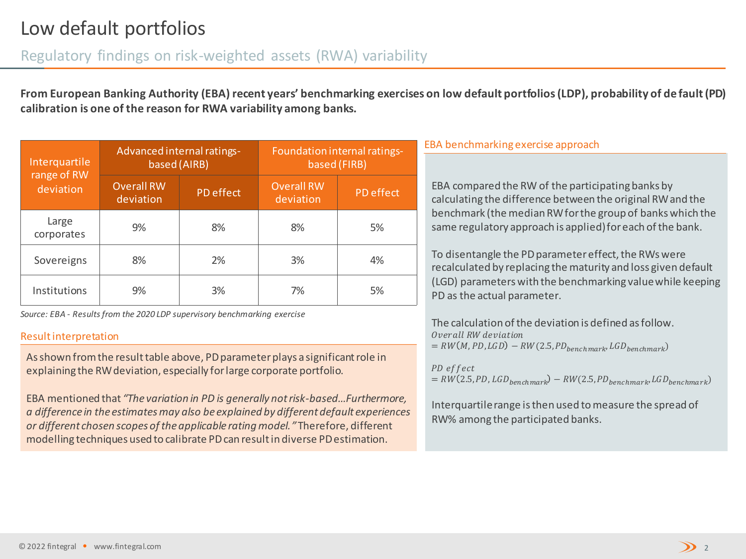# Low default portfolios

## Regulatory findings on risk-weighted assets (RWA) variability

**From European Banking Authority (EBA) recent years' benchmarking exercises on low default portfolios (LDP), probability of default (PD) calibration is one of the reason for RWA variability among banks.**

| Interquartile range of RW deviation | Advanced internal ratings-based (AIRB) | | Foundation internal ratings-based (FIRB) | |
|---|---|---|---|---|
| | Overall RW deviation | PD effect | Overall RW deviation | PD effect |
| Large corporates | 9% | 8% | 8% | 5% |
| Sovereigns | 8% | 2% | 3% | 4% |
| Institutions | 9% | 3% | 7% | 5% |

*Source: EBA - Results from the 2020 LDP supervisory benchmarking exercise*

### Result interpretation

As shown from the result table above, PD parameter plays a significant role in explaining the RW deviation, especially for large corporate portfolio.

EBA mentioned that *"The variation in PD is generally not risk-based…Furthermore, a difference in the estimates may also be explained by different default experiences or different chosen scopes of the applicable rating model."* Therefore, different modelling techniques used to calibrate PD can result in diverse PD estimation.

### EBA benchmarking exercise approach

EBA compared the RW of the participating banks by calculating the difference between the original RW and the benchmark (the median RW for the group of banks which the same regulatory approach is applied) for each of the bank.

To disentangle the PD parameter effect, the RWs were recalculated by replacing the maturity and loss given default (LGD) parameters with the benchmarking value while keeping PD as the actual parameter.

The calculation of the deviation is defined as follow.

$$Overall\ RW\ deviation = RW(M, PD, LGD) - RW(2.5, PD_{benchmark}, LGD_{benchmark})$$

$$PD\ effect = RW(2.5, PD, LGD_{benchmark}) - RW(2.5, PD_{benchmark}, LGD_{benchmark})$$

Interquartile range is then used to measure the spread of RW% among the participated banks.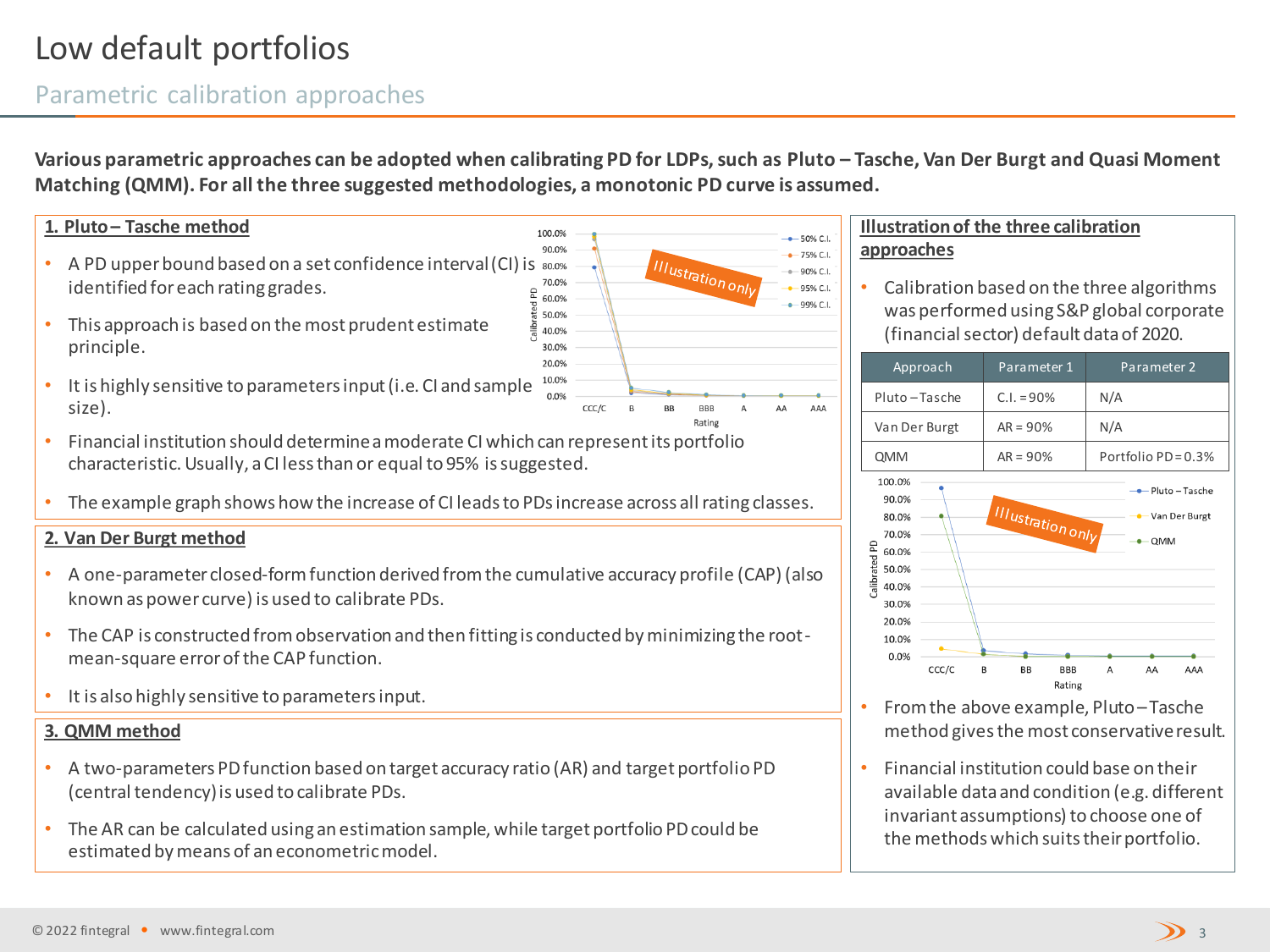# Low default portfolios

## Parametric calibration approaches

**Various parametric approaches can be adopted when calibrating PD for LDPs, such as Pluto – Tasche, Van Der Burgt and Quasi Moment Matching (QMM). For all the three suggested methodologies, a monotonic PD curve is assumed.**

### 1. Pluto – Tasche method

- A PD upper bound based on a set confidence interval (CI) is identified for each rating grades.
- This approach is based on the most prudent estimate principle.
- It is highly sensitive to parameters input (i.e. CI and sample size).
- Financial institution should determine a moderate CI which can represent its portfolio characteristic. Usually, a CI less than or equal to 95% is suggested.
- The example graph shows how the increase of CI leads to PDs increase across all rating classes.

### 2. Van Der Burgt method

- A one-parameter closed-form function derived from the cumulative accuracy profile (CAP) (also known as power curve) is used to calibrate PDs.
- The CAP is constructed from observation and then fitting is conducted by minimizing the root-mean-square error of the CAP function.
- It is also highly sensitive to parameters input.

### 3. QMM method

- A two-parameters PD function based on target accuracy ratio (AR) and target portfolio PD (central tendency) is used to calibrate PDs.
- The AR can be calculated using an estimation sample, while target portfolio PD could be estimated by means of an econometric model.

### Illustration of the three calibration approaches

- Calibration based on the three algorithms was performed using S&P global corporate (financial sector) default data of 2020.

| Approach | Parameter 1 | Parameter 2 |
|---|---|---|
| Pluto – Tasche | C.I. = 90% | N/A |
| Van Der Burgt | AR = 90% | N/A |
| QMM | AR = 90% | Portfolio PD = 0.3% |

- From the above example, Pluto – Tasche method gives the most conservative result.
- Financial institution could base on their available data and condition (e.g. different invariant assumptions) to choose one of the methods which suits their portfolio.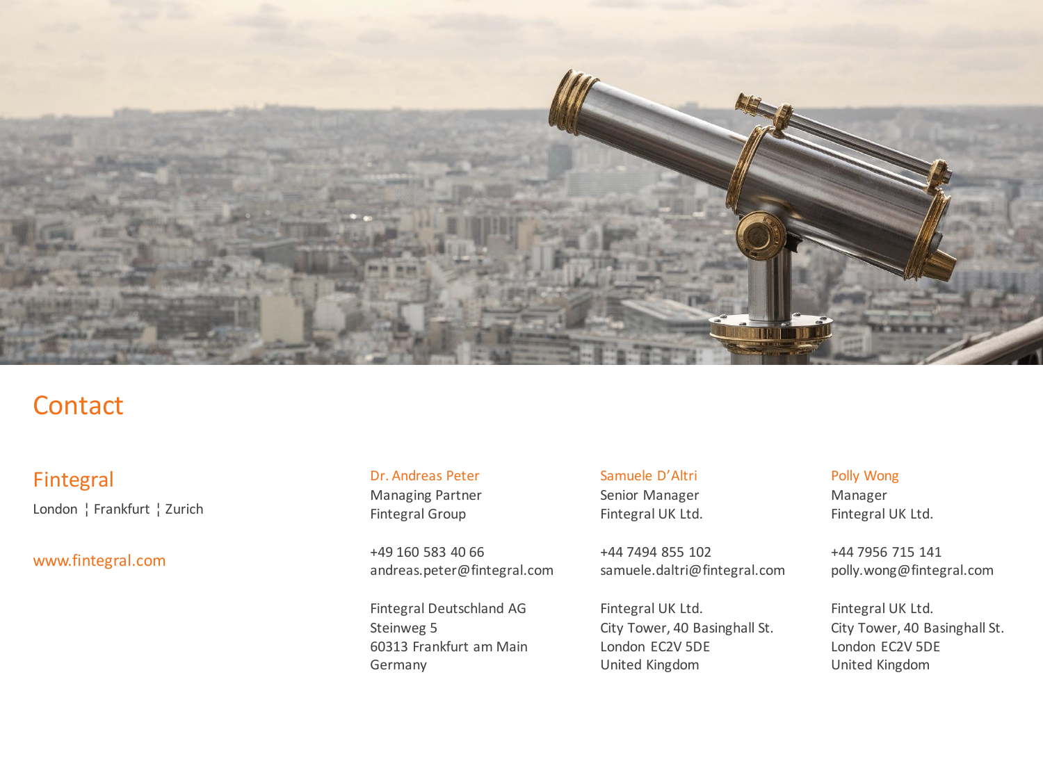# Contact

## Fintegral

London ¦ Frankfurt ¦ Zurich

www.fintegral.com

**Dr. Andreas Peter**
Managing Partner
Fintegral Group

+49 160 583 40 66
andreas.peter@fintegral.com

Fintegral Deutschland AG
Steinweg 5
60313 Frankfurt am Main
Germany

**Samuele D'Altri**
Senior Manager
Fintegral UK Ltd.

+44 7494 855 102
samuele.daltri@fintegral.com

Fintegral UK Ltd.
City Tower, 40 Basinghall St.
London EC2V 5DE
United Kingdom

**Polly Wong**
Manager
Fintegral UK Ltd.

+44 7956 715 141
polly.wong@fintegral.com

Fintegral UK Ltd.
City Tower, 40 Basinghall St.
London EC2V 5DE
United Kingdom